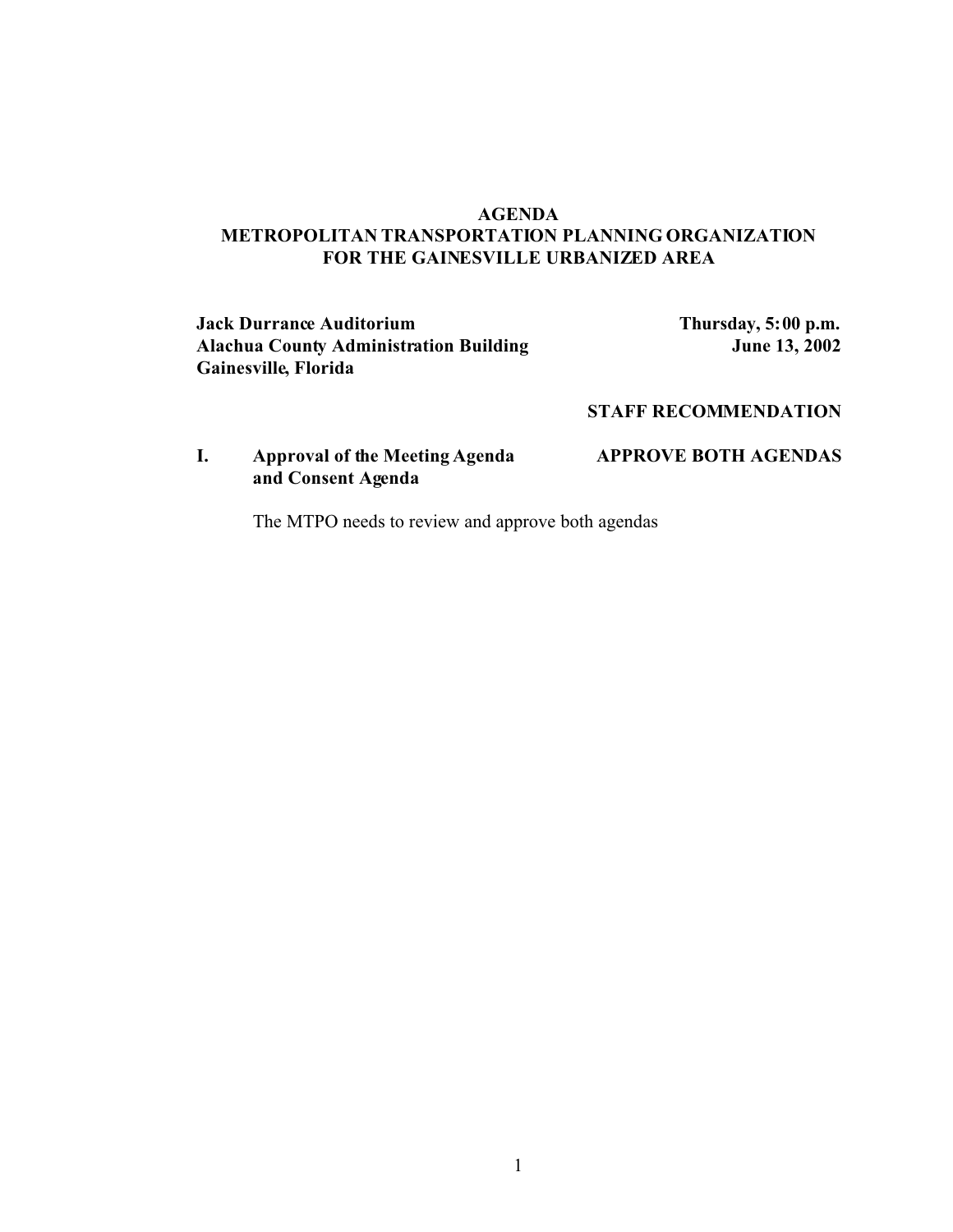# AGENDA
## METROPOLITAN TRANSPORTATION PLANNING ORGANIZATION FOR THE GAINESVILLE URBANIZED AREA

**Jack Durrance Auditorium**
**Alachua County Administration Building**
**Gainesville, Florida**

**Thursday, 5:00 p.m.**
**June 13, 2002**

**STAFF RECOMMENDATION**

**I. Approval of the Meeting Agenda and Consent Agenda** — **APPROVE BOTH AGENDAS**

The MTPO needs to review and approve both agendas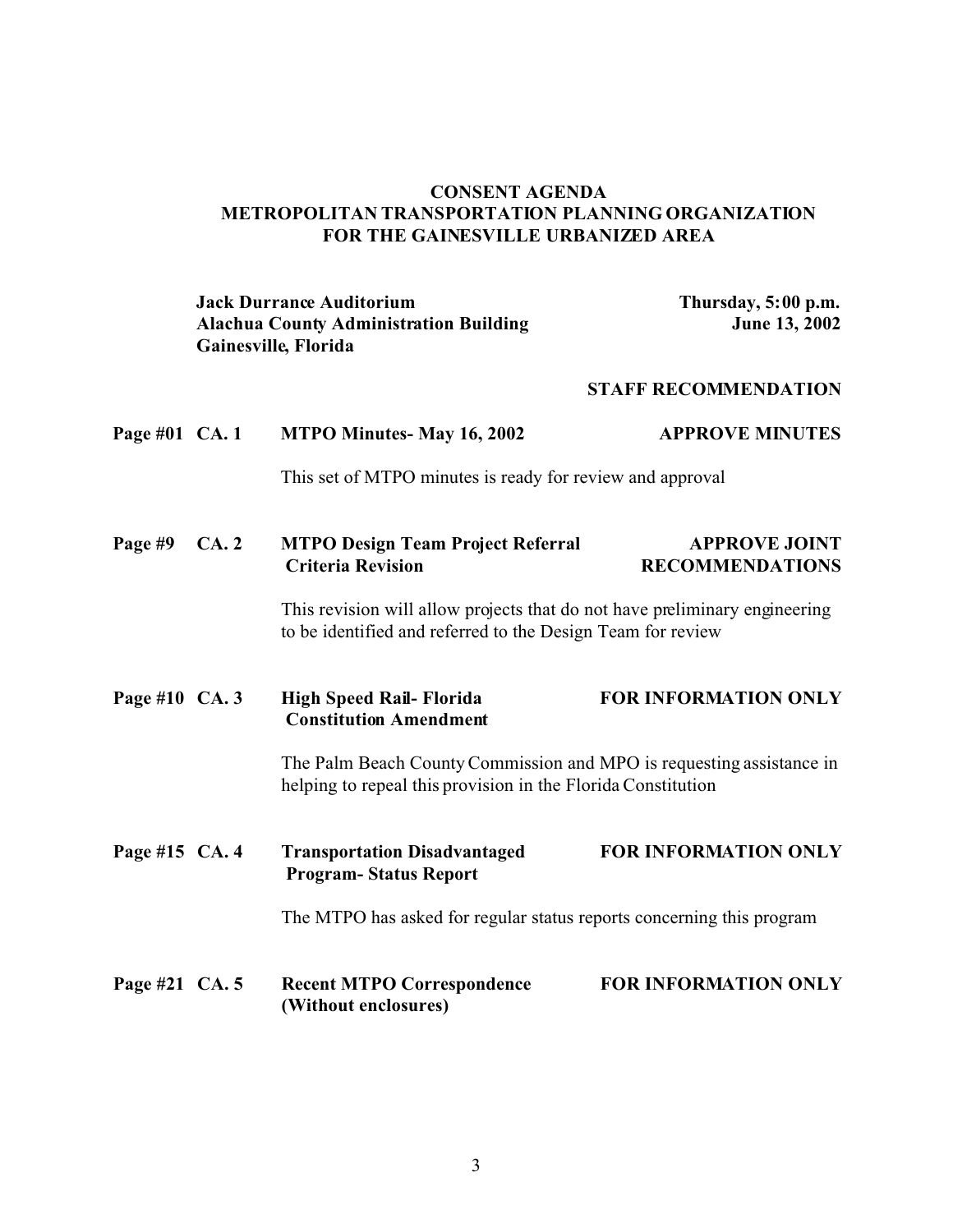**CONSENT AGENDA**
**METROPOLITAN TRANSPORTATION PLANNING ORGANIZATION**
**FOR THE GAINESVILLE URBANIZED AREA**

**Jack Durrance Auditorium**
**Alachua County Administration Building**
**Gainesville, Florida**

**Thursday, 5:00 p.m.**
**June 13, 2002**

**STAFF RECOMMENDATION**

**Page #01 CA. 1 MTPO Minutes- May 16, 2002** — **APPROVE MINUTES**

This set of MTPO minutes is ready for review and approval

**Page #9 CA. 2 MTPO Design Team Project Referral Criteria Revision** — **APPROVE JOINT RECOMMENDATIONS**

This revision will allow projects that do not have preliminary engineering to be identified and referred to the Design Team for review

**Page #10 CA. 3 High Speed Rail- Florida Constitution Amendment** — **FOR INFORMATION ONLY**

The Palm Beach County Commission and MPO is requesting assistance in helping to repeal this provision in the Florida Constitution

**Page #15 CA. 4 Transportation Disadvantaged Program- Status Report** — **FOR INFORMATION ONLY**

The MTPO has asked for regular status reports concerning this program

**Page #21 CA. 5 Recent MTPO Correspondence (Without enclosures)** — **FOR INFORMATION ONLY**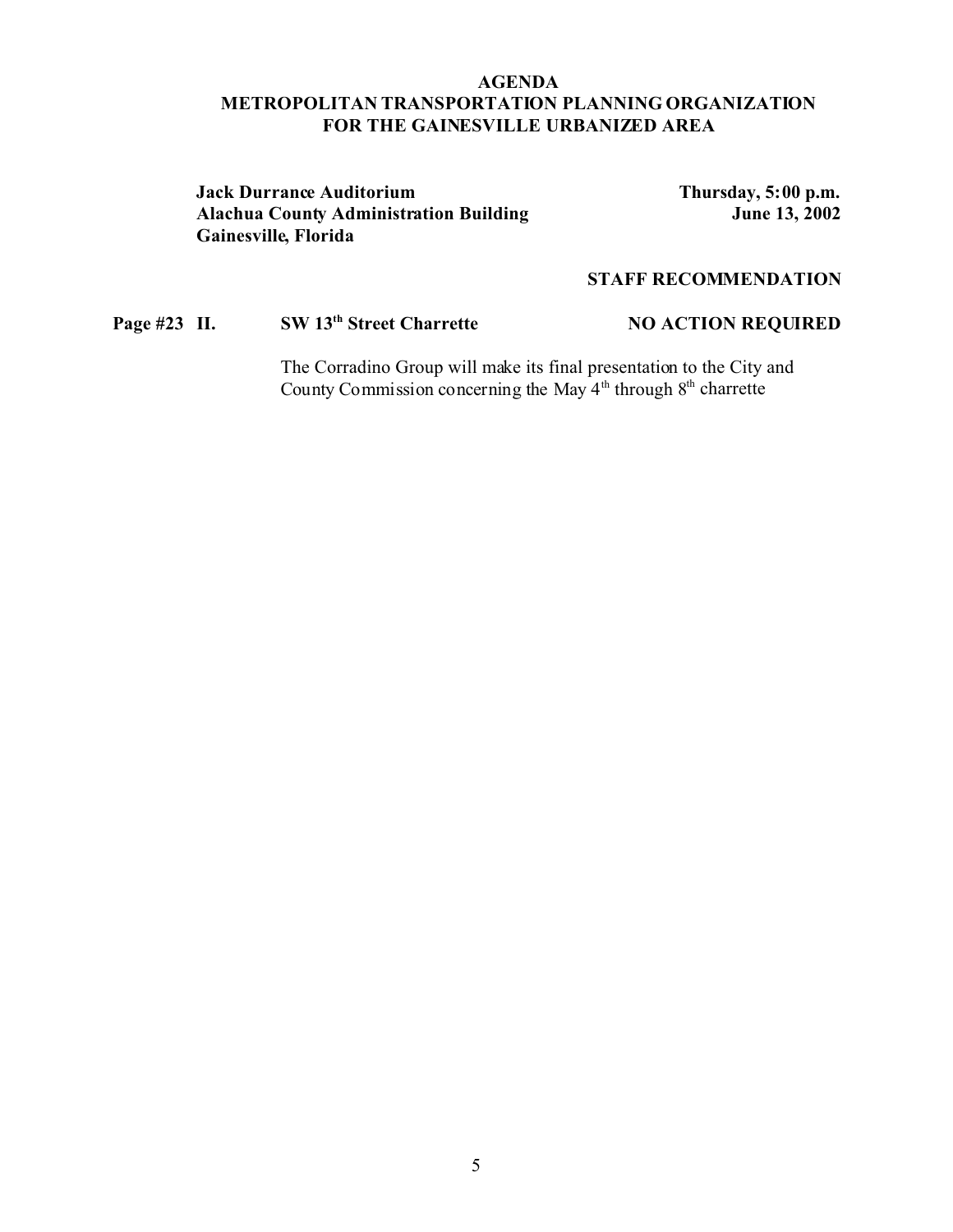**AGENDA**
**METROPOLITAN TRANSPORTATION PLANNING ORGANIZATION**
**FOR THE GAINESVILLE URBANIZED AREA**

**Jack Durrance Auditorium**
**Alachua County Administration Building**
**Gainesville, Florida**

**Thursday, 5:00 p.m.**
**June 13, 2002**

**STAFF RECOMMENDATION**

**Page #23 II. SW 13th Street Charrette** **NO ACTION REQUIRED**

The Corradino Group will make its final presentation to the City and County Commission concerning the May 4th through 8th charrette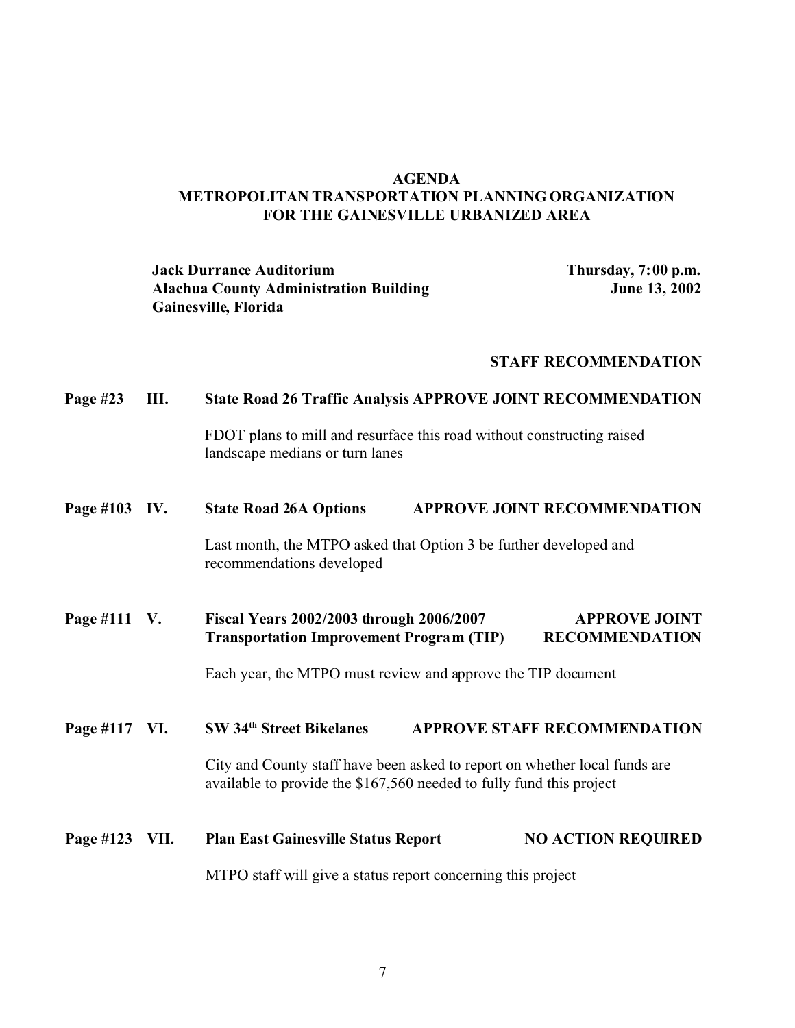# AGENDA
## METROPOLITAN TRANSPORTATION PLANNING ORGANIZATION FOR THE GAINESVILLE URBANIZED AREA

**Jack Durrance Auditorium**
**Alachua County Administration Building**
**Gainesville, Florida**

**Thursday, 7:00 p.m.**
**June 13, 2002**

**STAFF RECOMMENDATION**

**Page #23 III. State Road 26 Traffic Analysis — APPROVE JOINT RECOMMENDATION**

FDOT plans to mill and resurface this road without constructing raised landscape medians or turn lanes

**Page #103 IV. State Road 26A Options — APPROVE JOINT RECOMMENDATION**

Last month, the MTPO asked that Option 3 be further developed and recommendations developed

**Page #111 V. Fiscal Years 2002/2003 through 2006/2007 Transportation Improvement Program (TIP) — APPROVE JOINT RECOMMENDATION**

Each year, the MTPO must review and approve the TIP document

**Page #117 VI. SW 34th Street Bikelanes — APPROVE STAFF RECOMMENDATION**

City and County staff have been asked to report on whether local funds are available to provide the $167,560 needed to fully fund this project

**Page #123 VII. Plan East Gainesville Status Report — NO ACTION REQUIRED**

MTPO staff will give a status report concerning this project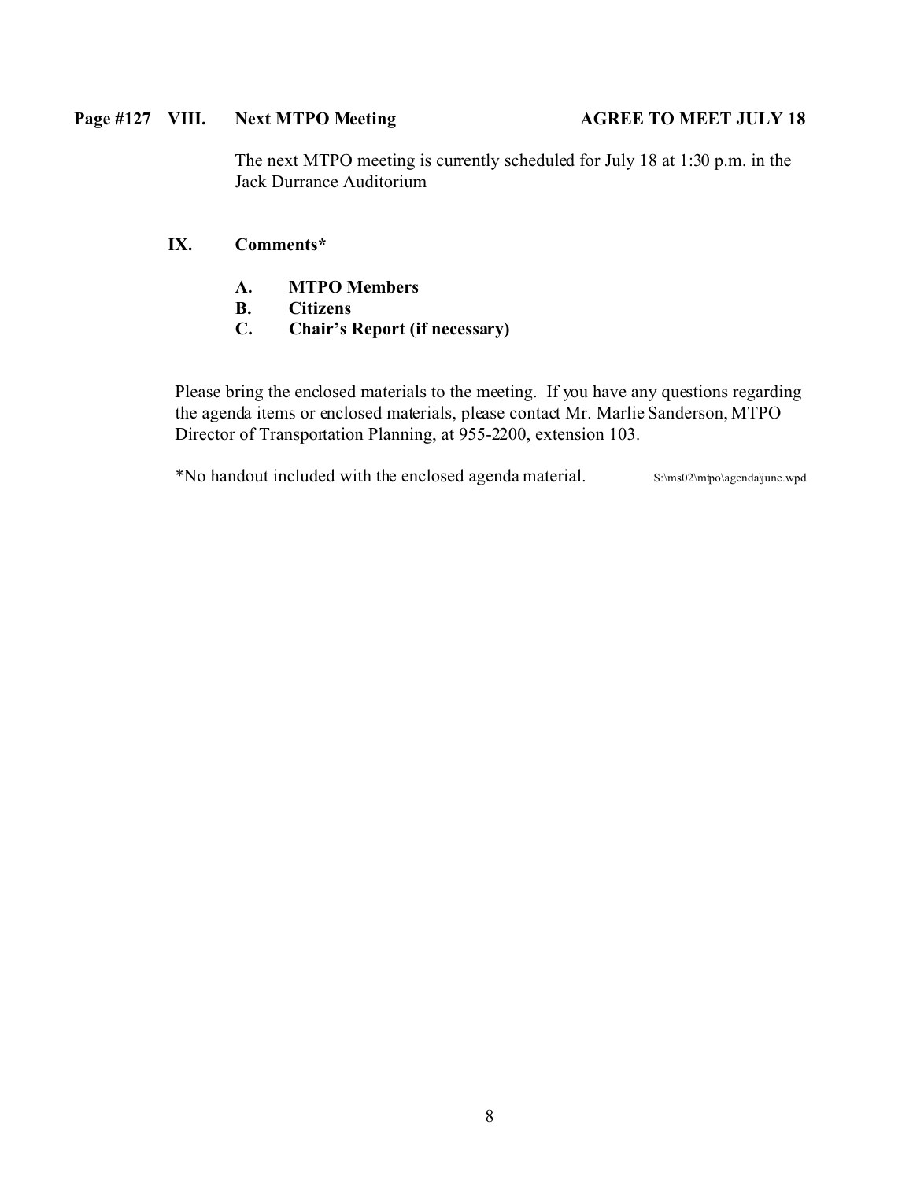**Page #127 VIII. Next MTPO Meeting** **AGREE TO MEET JULY 18**

The next MTPO meeting is currently scheduled for July 18 at 1:30 p.m. in the Jack Durrance Auditorium

**IX. Comments***

**A. MTPO Members**
**B. Citizens**
**C. Chair's Report (if necessary)**

Please bring the enclosed materials to the meeting. If you have any questions regarding the agenda items or enclosed materials, please contact Mr. Marlie Sanderson, MTPO Director of Transportation Planning, at 955-2200, extension 103.

*No handout included with the enclosed agenda material.

S:\ms02\mtpo\agenda\june.wpd